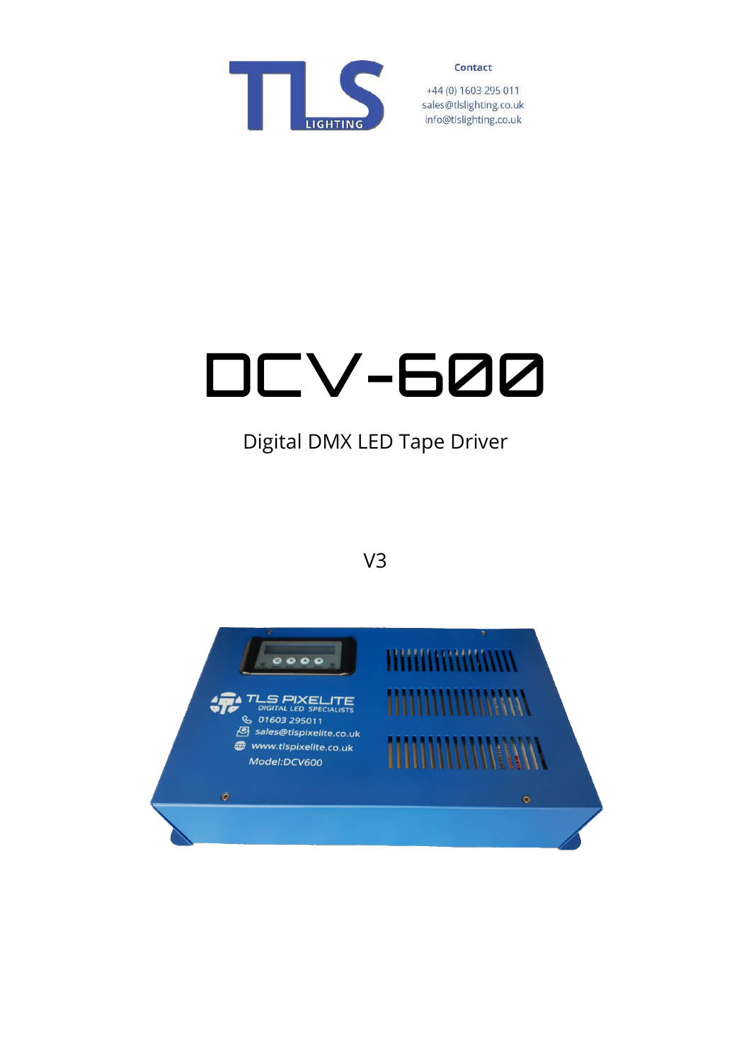Contact

+44 (0) 1603 295 011
sales@tlslighting.co.uk
info@tlslighting.co.uk

# DCV-600

## Digital DMX LED Tape Driver

V3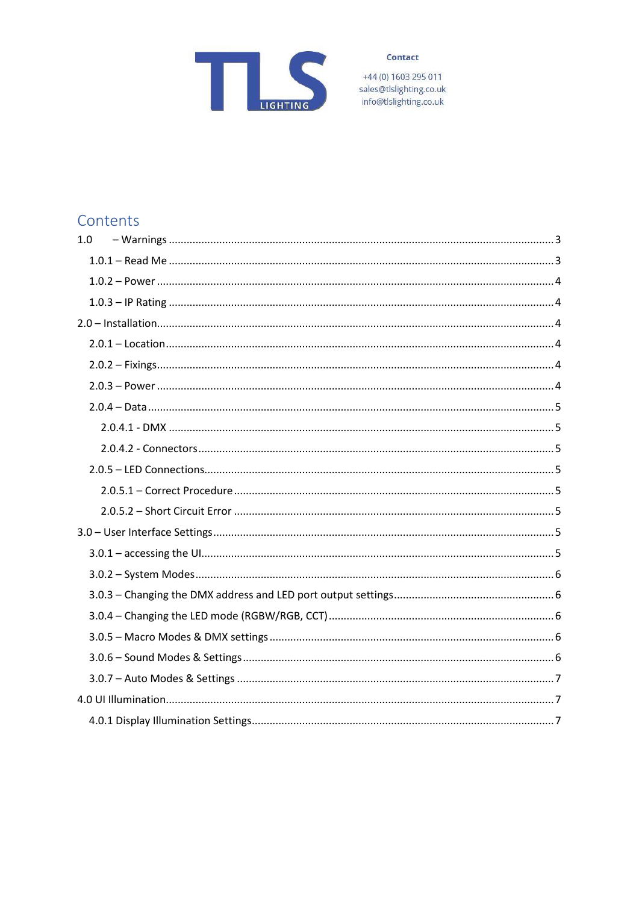Contact

+44 (0) 1603 295 011
sales@tlslighting.co.uk
info@tlslighting.co.uk

## Contents

1.0 – Warnings ........ 3
- 1.0.1 – Read Me ........ 3
- 1.0.2 – Power ........ 4
- 1.0.3 – IP Rating ........ 4

2.0 – Installation ........ 4
- 2.0.1 – Location ........ 4
- 2.0.2 – Fixings ........ 4
- 2.0.3 – Power ........ 4
- 2.0.4 – Data ........ 5
  - 2.0.4.1 - DMX ........ 5
  - 2.0.4.2 - Connectors ........ 5
- 2.0.5 – LED Connections ........ 5
  - 2.0.5.1 – Correct Procedure ........ 5
  - 2.0.5.2 – Short Circuit Error ........ 5

3.0 – User Interface Settings ........ 5
- 3.0.1 – accessing the UI ........ 5
- 3.0.2 – System Modes ........ 6
- 3.0.3 – Changing the DMX address and LED port output settings ........ 6
- 3.0.4 – Changing the LED mode (RGBW/RGB, CCT) ........ 6
- 3.0.5 – Macro Modes & DMX settings ........ 6
- 3.0.6 – Sound Modes & Settings ........ 6
- 3.0.7 – Auto Modes & Settings ........ 7

4.0 UI Illumination ........ 7
- 4.0.1 Display Illumination Settings ........ 7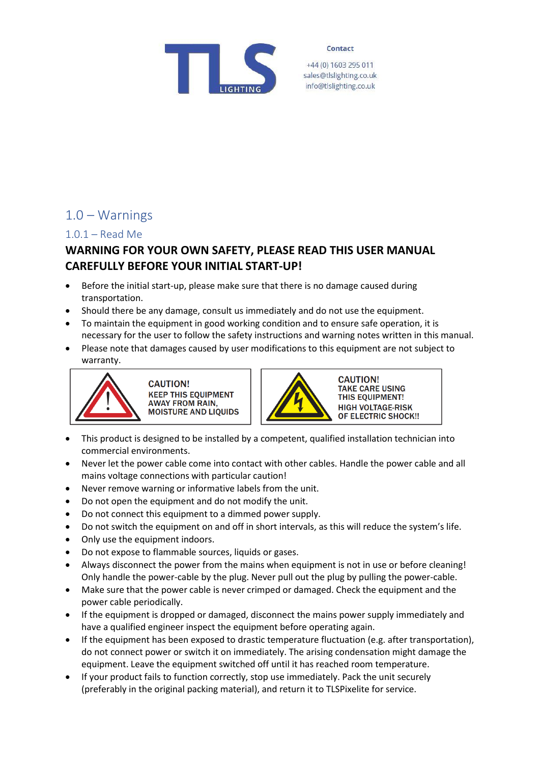Contact

+44 (0) 1603 295 011
sales@tlslighting.co.uk
info@tlslighting.co.uk

# 1.0 – Warnings

## 1.0.1 – Read Me

**WARNING FOR YOUR OWN SAFETY, PLEASE READ THIS USER MANUAL CAREFULLY BEFORE YOUR INITIAL START-UP!**

- Before the initial start-up, please make sure that there is no damage caused during transportation.
- Should there be any damage, consult us immediately and do not use the equipment.
- To maintain the equipment in good working condition and to ensure safe operation, it is necessary for the user to follow the safety instructions and warning notes written in this manual.
- Please note that damages caused by user modifications to this equipment are not subject to warranty.

**CAUTION!**
**KEEP THIS EQUIPMENT AWAY FROM RAIN, MOISTURE AND LIQUIDS**

**CAUTION!**
**TAKE CARE USING THIS EQUIPMENT!**
**HIGH VOLTAGE-RISK OF ELECTRIC SHOCK!!**

- This product is designed to be installed by a competent, qualified installation technician into commercial environments.
- Never let the power cable come into contact with other cables. Handle the power cable and all mains voltage connections with particular caution!
- Never remove warning or informative labels from the unit.
- Do not open the equipment and do not modify the unit.
- Do not connect this equipment to a dimmed power supply.
- Do not switch the equipment on and off in short intervals, as this will reduce the system's life.
- Only use the equipment indoors.
- Do not expose to flammable sources, liquids or gases.
- Always disconnect the power from the mains when equipment is not in use or before cleaning! Only handle the power-cable by the plug. Never pull out the plug by pulling the power-cable.
- Make sure that the power cable is never crimped or damaged. Check the equipment and the power cable periodically.
- If the equipment is dropped or damaged, disconnect the mains power supply immediately and have a qualified engineer inspect the equipment before operating again.
- If the equipment has been exposed to drastic temperature fluctuation (e.g. after transportation), do not connect power or switch it on immediately. The arising condensation might damage the equipment. Leave the equipment switched off until it has reached room temperature.
- If your product fails to function correctly, stop use immediately. Pack the unit securely (preferably in the original packing material), and return it to TLSPixelite for service.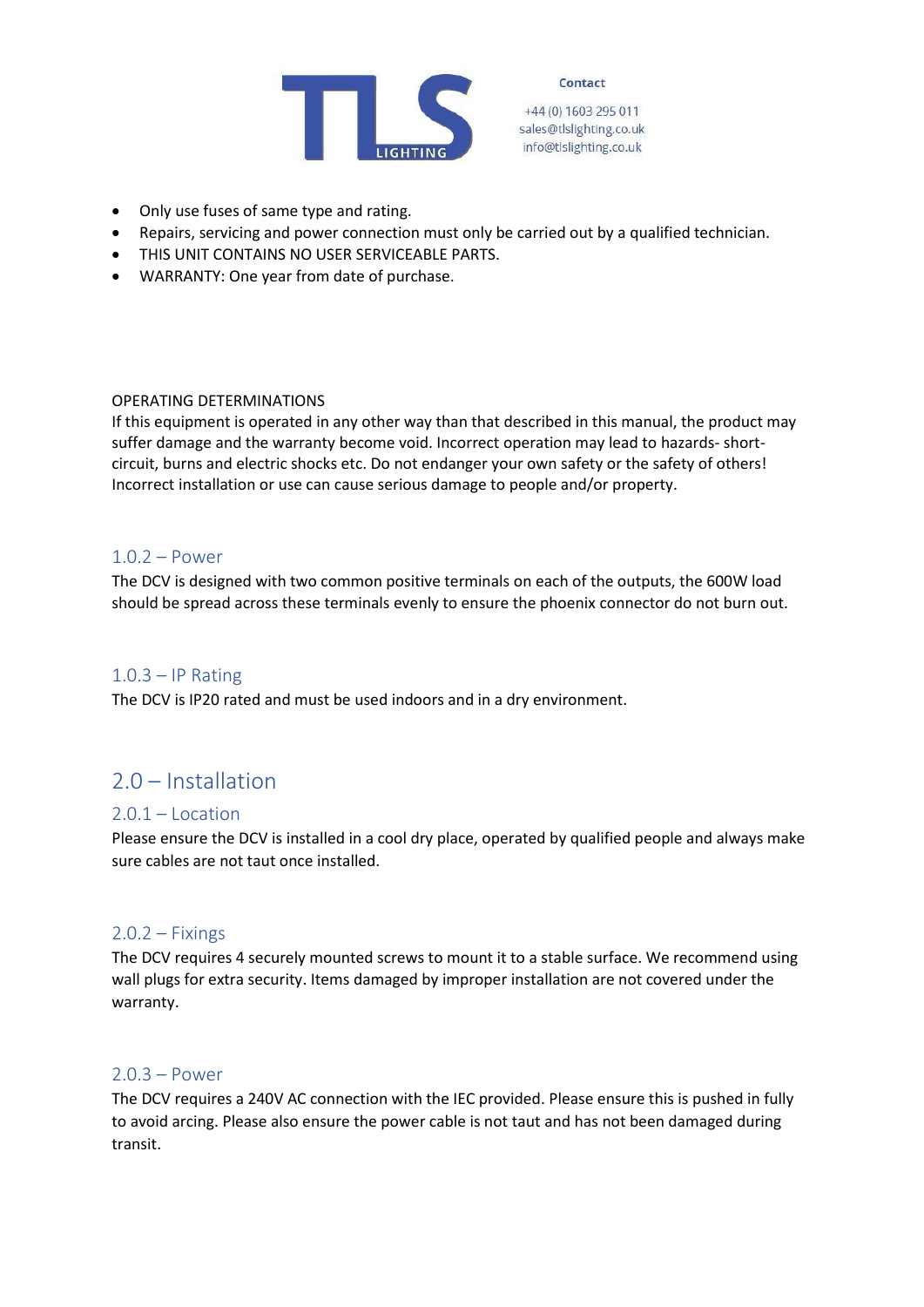- Only use fuses of same type and rating.
- Repairs, servicing and power connection must only be carried out by a qualified technician.
- THIS UNIT CONTAINS NO USER SERVICEABLE PARTS.
- WARRANTY: One year from date of purchase.

OPERATING DETERMINATIONS
If this equipment is operated in any other way than that described in this manual, the product may suffer damage and the warranty become void. Incorrect operation may lead to hazards- short-circuit, burns and electric shocks etc. Do not endanger your own safety or the safety of others! Incorrect installation or use can cause serious damage to people and/or property.

### 1.0.2 – Power

The DCV is designed with two common positive terminals on each of the outputs, the 600W load should be spread across these terminals evenly to ensure the phoenix connector do not burn out.

### 1.0.3 – IP Rating

The DCV is IP20 rated and must be used indoors and in a dry environment.

## 2.0 – Installation

### 2.0.1 – Location

Please ensure the DCV is installed in a cool dry place, operated by qualified people and always make sure cables are not taut once installed.

### 2.0.2 – Fixings

The DCV requires 4 securely mounted screws to mount it to a stable surface. We recommend using wall plugs for extra security. Items damaged by improper installation are not covered under the warranty.

### 2.0.3 – Power

The DCV requires a 240V AC connection with the IEC provided. Please ensure this is pushed in fully to avoid arcing. Please also ensure the power cable is not taut and has not been damaged during transit.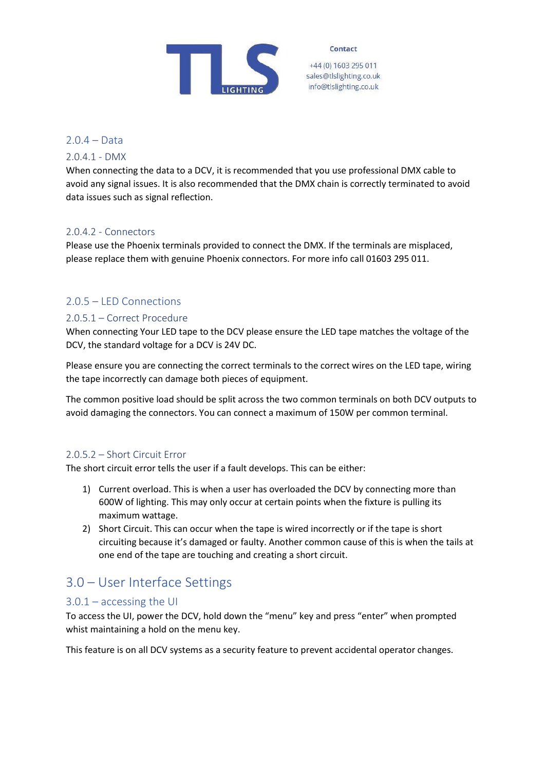### 2.0.4 – Data

#### 2.0.4.1 - DMX

When connecting the data to a DCV, it is recommended that you use professional DMX cable to avoid any signal issues. It is also recommended that the DMX chain is correctly terminated to avoid data issues such as signal reflection.

#### 2.0.4.2 - Connectors

Please use the Phoenix terminals provided to connect the DMX. If the terminals are misplaced, please replace them with genuine Phoenix connectors. For more info call 01603 295 011.

### 2.0.5 – LED Connections

#### 2.0.5.1 – Correct Procedure

When connecting Your LED tape to the DCV please ensure the LED tape matches the voltage of the DCV, the standard voltage for a DCV is 24V DC.

Please ensure you are connecting the correct terminals to the correct wires on the LED tape, wiring the tape incorrectly can damage both pieces of equipment.

The common positive load should be split across the two common terminals on both DCV outputs to avoid damaging the connectors. You can connect a maximum of 150W per common terminal.

#### 2.0.5.2 – Short Circuit Error

The short circuit error tells the user if a fault develops. This can be either:

1) Current overload. This is when a user has overloaded the DCV by connecting more than 600W of lighting. This may only occur at certain points when the fixture is pulling its maximum wattage.
2) Short Circuit. This can occur when the tape is wired incorrectly or if the tape is short circuiting because it's damaged or faulty. Another common cause of this is when the tails at one end of the tape are touching and creating a short circuit.

## 3.0 – User Interface Settings

### 3.0.1 – accessing the UI

To access the UI, power the DCV, hold down the "menu" key and press "enter" when prompted whist maintaining a hold on the menu key.

This feature is on all DCV systems as a security feature to prevent accidental operator changes.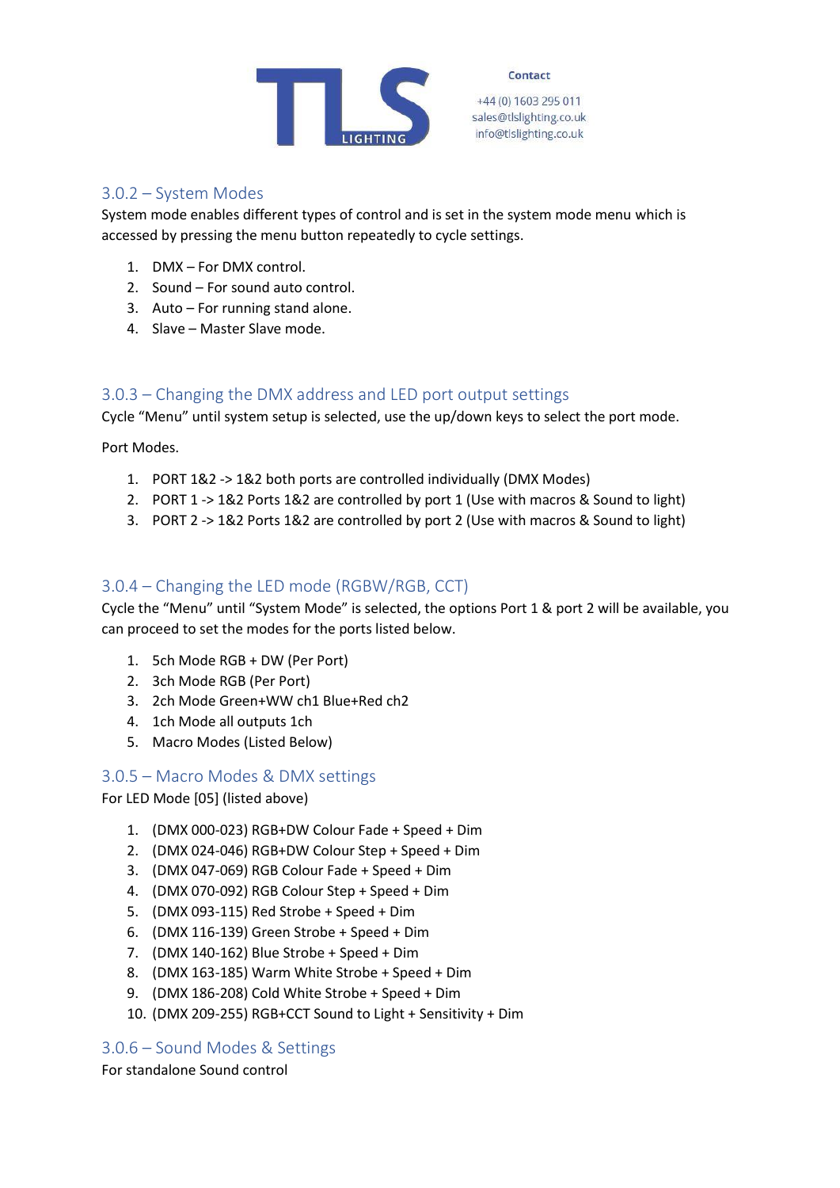## 3.0.2 – System Modes

System mode enables different types of control and is set in the system mode menu which is accessed by pressing the menu button repeatedly to cycle settings.

1. DMX – For DMX control.
2. Sound – For sound auto control.
3. Auto – For running stand alone.
4. Slave – Master Slave mode.

## 3.0.3 – Changing the DMX address and LED port output settings

Cycle "Menu" until system setup is selected, use the up/down keys to select the port mode.

Port Modes.

1. PORT 1&2 -> 1&2 both ports are controlled individually (DMX Modes)
2. PORT 1 -> 1&2 Ports 1&2 are controlled by port 1 (Use with macros & Sound to light)
3. PORT 2 -> 1&2 Ports 1&2 are controlled by port 2 (Use with macros & Sound to light)

## 3.0.4 – Changing the LED mode (RGBW/RGB, CCT)

Cycle the "Menu" until "System Mode" is selected, the options Port 1 & port 2 will be available, you can proceed to set the modes for the ports listed below.

1. 5ch Mode RGB + DW (Per Port)
2. 3ch Mode RGB (Per Port)
3. 2ch Mode Green+WW ch1 Blue+Red ch2
4. 1ch Mode all outputs 1ch
5. Macro Modes (Listed Below)

## 3.0.5 – Macro Modes & DMX settings

For LED Mode [05] (listed above)

1. (DMX 000-023) RGB+DW Colour Fade + Speed + Dim
2. (DMX 024-046) RGB+DW Colour Step + Speed + Dim
3. (DMX 047-069) RGB Colour Fade + Speed + Dim
4. (DMX 070-092) RGB Colour Step + Speed + Dim
5. (DMX 093-115) Red Strobe + Speed + Dim
6. (DMX 116-139) Green Strobe + Speed + Dim
7. (DMX 140-162) Blue Strobe + Speed + Dim
8. (DMX 163-185) Warm White Strobe + Speed + Dim
9. (DMX 186-208) Cold White Strobe + Speed + Dim
10. (DMX 209-255) RGB+CCT Sound to Light + Sensitivity + Dim

## 3.0.6 – Sound Modes & Settings

For standalone Sound control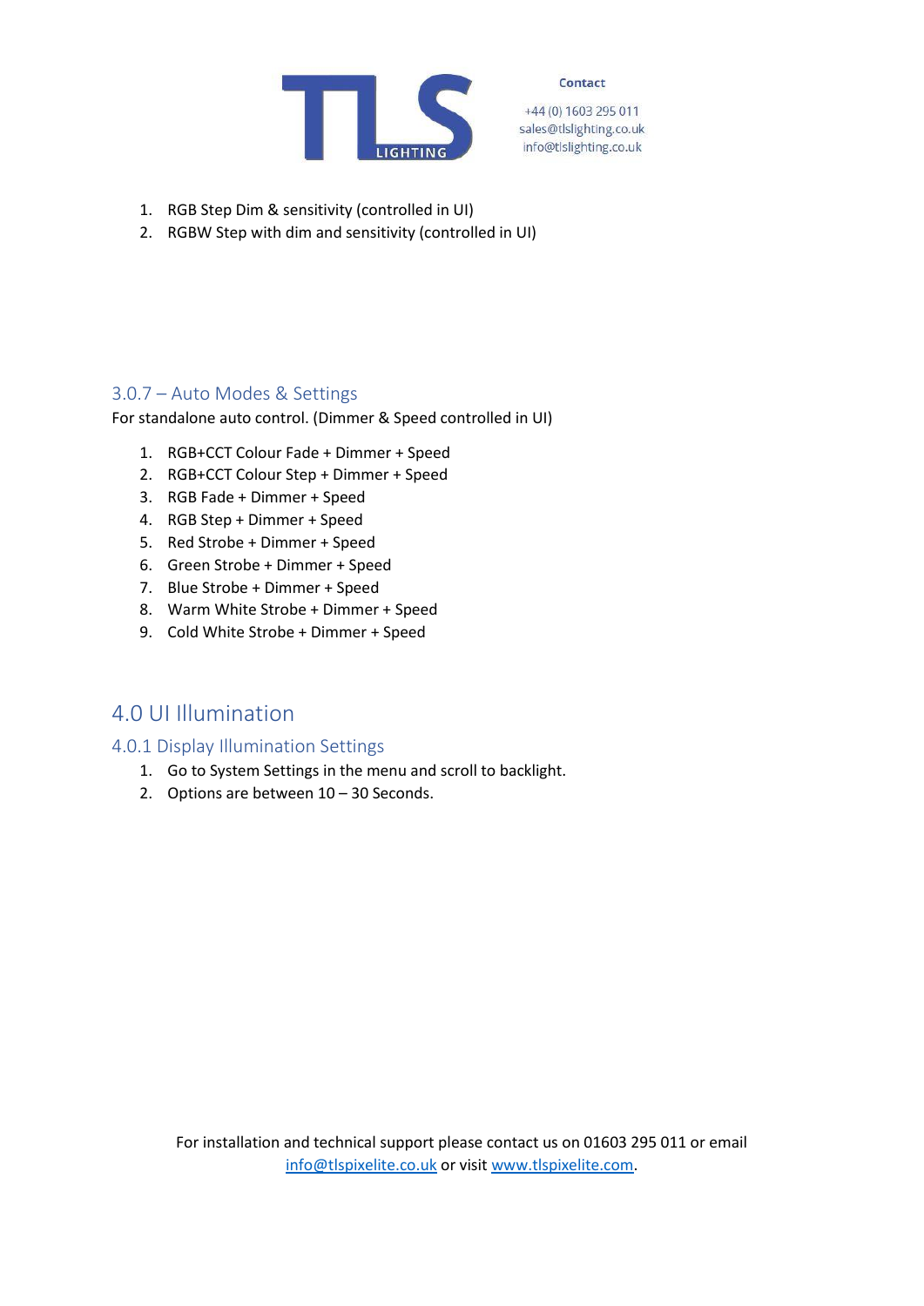1. RGB Step Dim & sensitivity (controlled in UI)
2. RGBW Step with dim and sensitivity (controlled in UI)

### 3.0.7 – Auto Modes & Settings

For standalone auto control. (Dimmer & Speed controlled in UI)

1. RGB+CCT Colour Fade + Dimmer + Speed
2. RGB+CCT Colour Step + Dimmer + Speed
3. RGB Fade + Dimmer + Speed
4. RGB Step + Dimmer + Speed
5. Red Strobe + Dimmer + Speed
6. Green Strobe + Dimmer + Speed
7. Blue Strobe + Dimmer + Speed
8. Warm White Strobe + Dimmer + Speed
9. Cold White Strobe + Dimmer + Speed

## 4.0 UI Illumination

### 4.0.1 Display Illumination Settings

1. Go to System Settings in the menu and scroll to backlight.
2. Options are between 10 – 30 Seconds.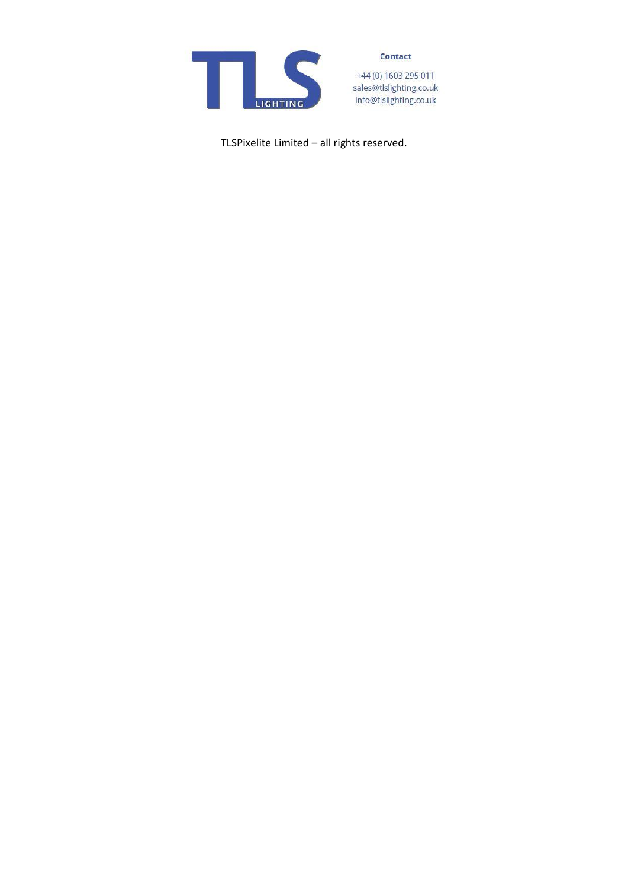TLS LIGHTING

**Contact**

+44 (0) 1603 295 011
sales@tlslighting.co.uk
info@tlslighting.co.uk

TLSPixelite Limited – all rights reserved.